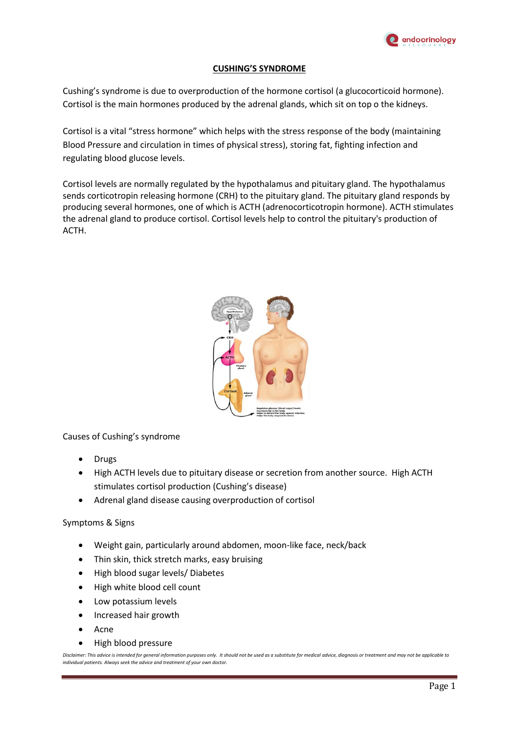# CUSHING'S SYNDROME

Cushing's syndrome is due to overproduction of the hormone cortisol (a glucocorticoid hormone). Cortisol is the main hormones produced by the adrenal glands, which sit on top o the kidneys.

Cortisol is a vital "stress hormone" which helps with the stress response of the body (maintaining Blood Pressure and circulation in times of physical stress), storing fat, fighting infection and regulating blood glucose levels.

Cortisol levels are normally regulated by the hypothalamus and pituitary gland. The hypothalamus sends corticotropin releasing hormone (CRH) to the pituitary gland. The pituitary gland responds by producing several hormones, one of which is ACTH (adrenocorticotropin hormone). ACTH stimulates the adrenal gland to produce cortisol. Cortisol levels help to control the pituitary's production of ACTH.

Causes of Cushing's syndrome

- Drugs
- High ACTH levels due to pituitary disease or secretion from another source. High ACTH stimulates cortisol production (Cushing's disease)
- Adrenal gland disease causing overproduction of cortisol

Symptoms & Signs

- Weight gain, particularly around abdomen, moon-like face, neck/back
- Thin skin, thick stretch marks, easy bruising
- High blood sugar levels/ Diabetes
- High white blood cell count
- Low potassium levels
- Increased hair growth
- Acne
- High blood pressure

*Disclaimer: This advice is intended for general information purposes only. It should not be used as a substitute for medical advice, diagnosis or treatment and may not be applicable to individual patients. Always seek the advice and treatment of your own doctor.*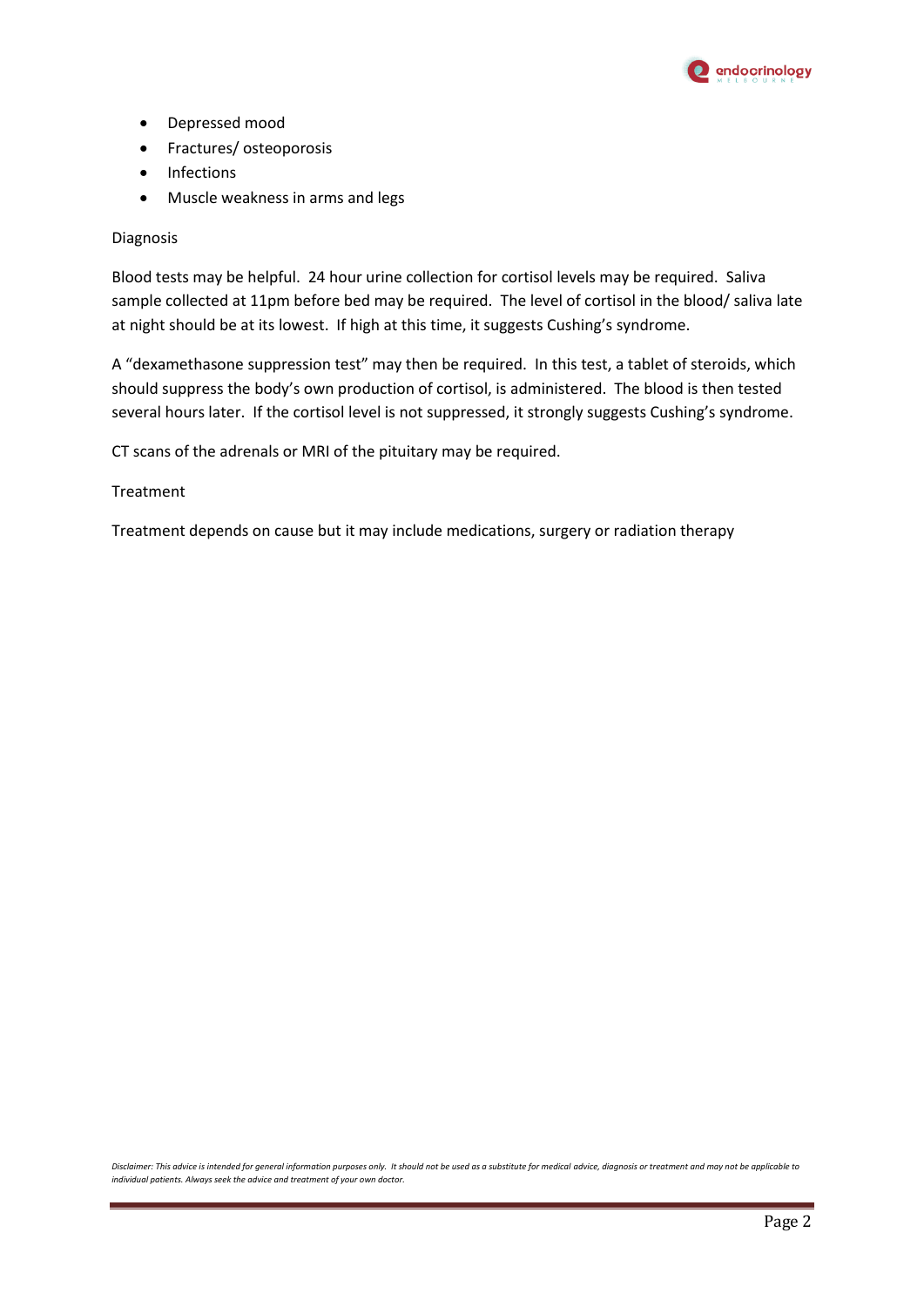- Depressed mood
- Fractures/ osteoporosis
- Infections
- Muscle weakness in arms and legs

## Diagnosis

Blood tests may be helpful. 24 hour urine collection for cortisol levels may be required. Saliva sample collected at 11pm before bed may be required. The level of cortisol in the blood/ saliva late at night should be at its lowest. If high at this time, it suggests Cushing's syndrome.

A "dexamethasone suppression test" may then be required. In this test, a tablet of steroids, which should suppress the body's own production of cortisol, is administered. The blood is then tested several hours later. If the cortisol level is not suppressed, it strongly suggests Cushing's syndrome.

CT scans of the adrenals or MRI of the pituitary may be required.

## Treatment

Treatment depends on cause but it may include medications, surgery or radiation therapy

*Disclaimer: This advice is intended for general information purposes only. It should not be used as a substitute for medical advice, diagnosis or treatment and may not be applicable to individual patients. Always seek the advice and treatment of your own doctor.*